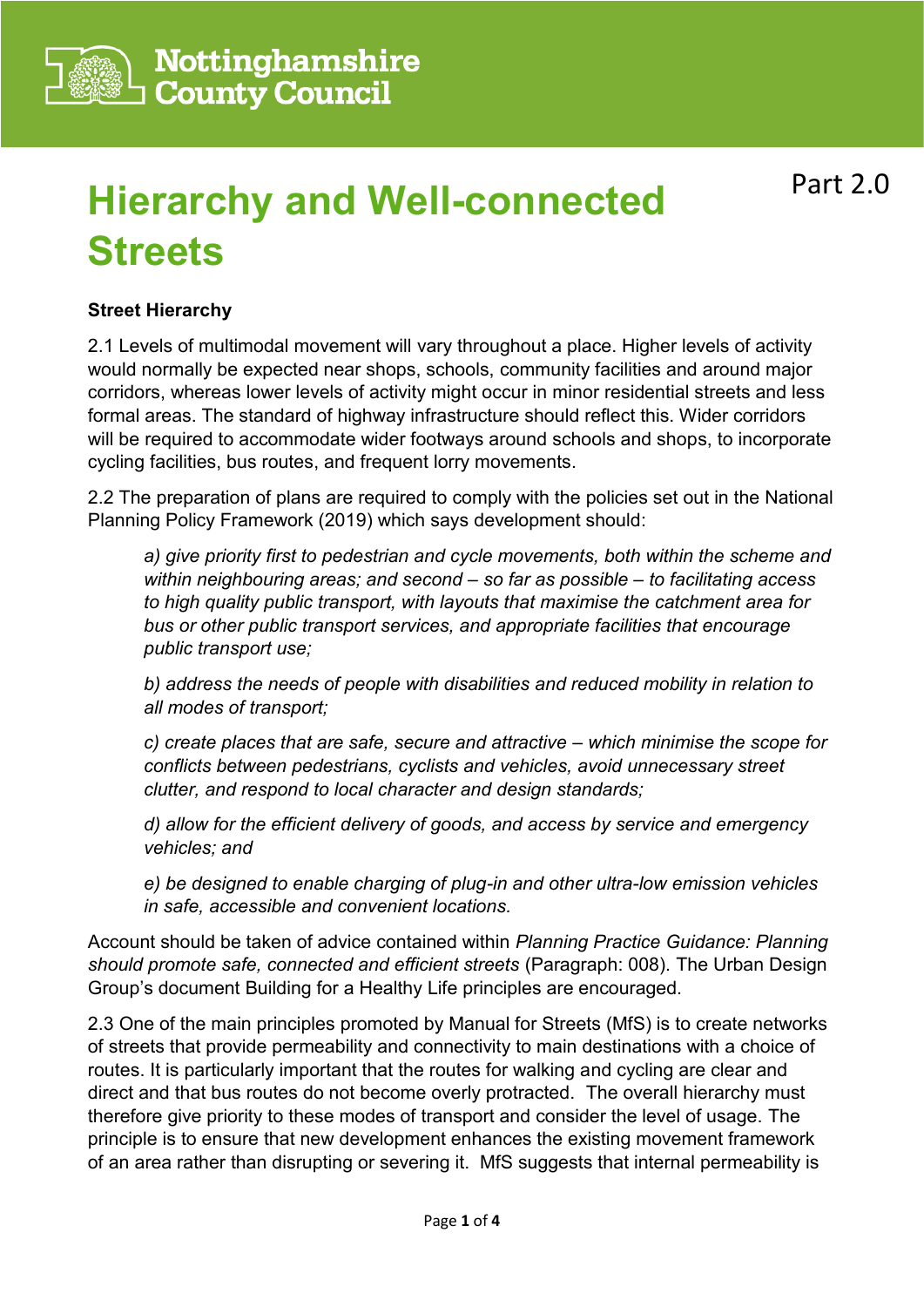Nottinghamshire County Council

Part 2.0

# Hierarchy and Well-connected Streets

**Street Hierarchy**

2.1 Levels of multimodal movement will vary throughout a place. Higher levels of activity would normally be expected near shops, schools, community facilities and around major corridors, whereas lower levels of activity might occur in minor residential streets and less formal areas. The standard of highway infrastructure should reflect this. Wider corridors will be required to accommodate wider footways around schools and shops, to incorporate cycling facilities, bus routes, and frequent lorry movements.

2.2 The preparation of plans are required to comply with the policies set out in the National Planning Policy Framework (2019) which says development should:

> *a) give priority first to pedestrian and cycle movements, both within the scheme and within neighbouring areas; and second – so far as possible – to facilitating access to high quality public transport, with layouts that maximise the catchment area for bus or other public transport services, and appropriate facilities that encourage public transport use;*
>
> *b) address the needs of people with disabilities and reduced mobility in relation to all modes of transport;*
>
> *c) create places that are safe, secure and attractive – which minimise the scope for conflicts between pedestrians, cyclists and vehicles, avoid unnecessary street clutter, and respond to local character and design standards;*
>
> *d) allow for the efficient delivery of goods, and access by service and emergency vehicles; and*
>
> *e) be designed to enable charging of plug-in and other ultra-low emission vehicles in safe, accessible and convenient locations.*

Account should be taken of advice contained within *Planning Practice Guidance: Planning should promote safe, connected and efficient streets* (Paragraph: 008). The Urban Design Group's document Building for a Healthy Life principles are encouraged.

2.3 One of the main principles promoted by Manual for Streets (MfS) is to create networks of streets that provide permeability and connectivity to main destinations with a choice of routes. It is particularly important that the routes for walking and cycling are clear and direct and that bus routes do not become overly protracted. The overall hierarchy must therefore give priority to these modes of transport and consider the level of usage. The principle is to ensure that new development enhances the existing movement framework of an area rather than disrupting or severing it. MfS suggests that internal permeability is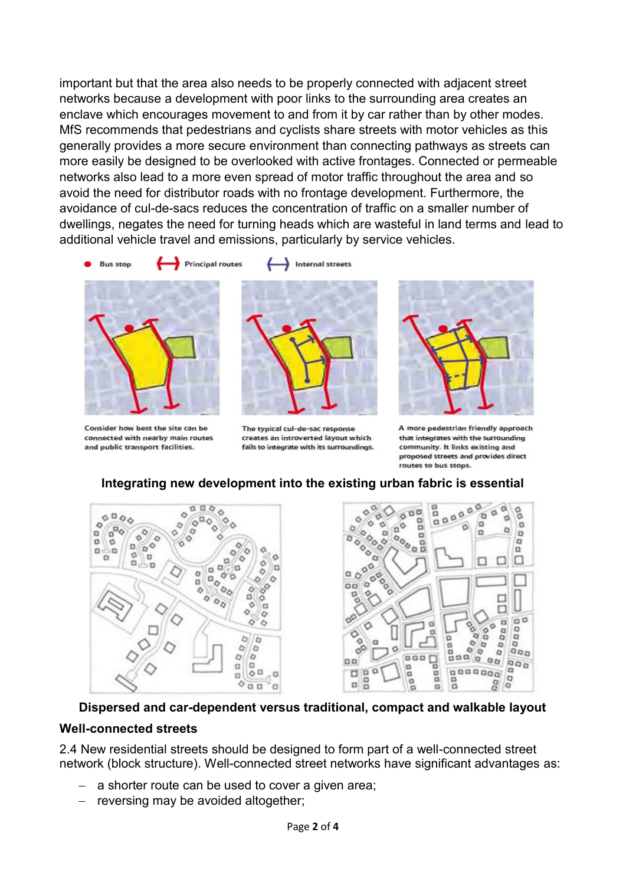important but that the area also needs to be properly connected with adjacent street networks because a development with poor links to the surrounding area creates an enclave which encourages movement to and from it by car rather than by other modes. MfS recommends that pedestrians and cyclists share streets with motor vehicles as this generally provides a more secure environment than connecting pathways as streets can more easily be designed to be overlooked with active frontages. Connected or permeable networks also lead to a more even spread of motor traffic throughout the area and so avoid the need for distributor roads with no frontage development. Furthermore, the avoidance of cul-de-sacs reduces the concentration of traffic on a smaller number of dwellings, negates the need for turning heads which are wasteful in land terms and lead to additional vehicle travel and emissions, particularly by service vehicles.

Bus stop | Principal routes | Internal streets

Consider how best the site can be connected with nearby main routes and public transport facilities.

The typical cul-de-sac response creates an introverted layout which fails to integrate with its surroundings.

A more pedestrian friendly approach that integrates with the surrounding community. It links existing and proposed streets and provides direct routes to bus stops.

**Integrating new development into the existing urban fabric is essential**

**Dispersed and car-dependent versus traditional, compact and walkable layout**

### Well-connected streets

2.4 New residential streets should be designed to form part of a well-connected street network (block structure). Well-connected street networks have significant advantages as:

- a shorter route can be used to cover a given area;
- reversing may be avoided altogether;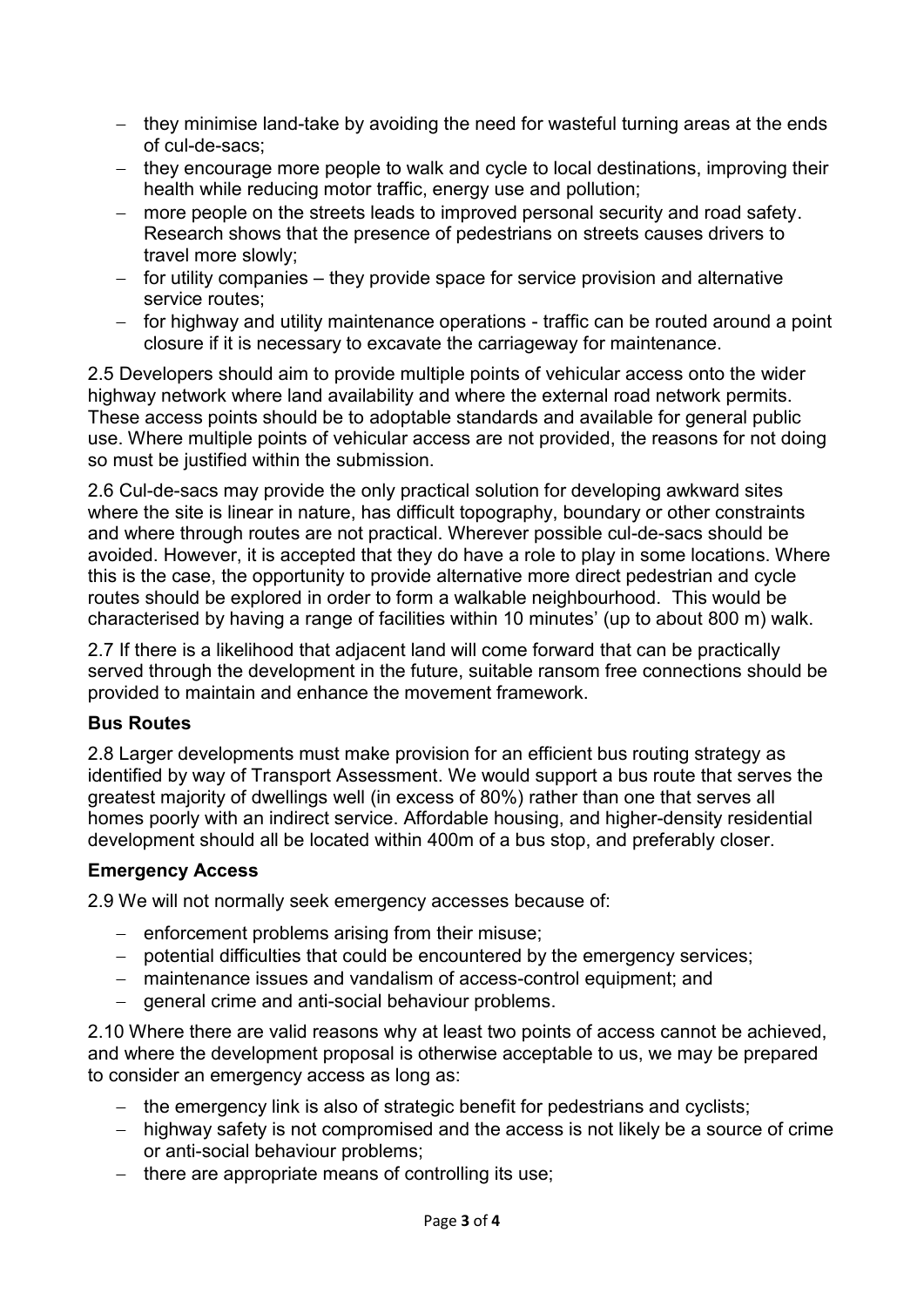- they minimise land-take by avoiding the need for wasteful turning areas at the ends of cul-de-sacs;
- they encourage more people to walk and cycle to local destinations, improving their health while reducing motor traffic, energy use and pollution;
- more people on the streets leads to improved personal security and road safety. Research shows that the presence of pedestrians on streets causes drivers to travel more slowly;
- for utility companies – they provide space for service provision and alternative service routes;
- for highway and utility maintenance operations - traffic can be routed around a point closure if it is necessary to excavate the carriageway for maintenance.

2.5 Developers should aim to provide multiple points of vehicular access onto the wider highway network where land availability and where the external road network permits. These access points should be to adoptable standards and available for general public use. Where multiple points of vehicular access are not provided, the reasons for not doing so must be justified within the submission.

2.6 Cul-de-sacs may provide the only practical solution for developing awkward sites where the site is linear in nature, has difficult topography, boundary or other constraints and where through routes are not practical. Wherever possible cul-de-sacs should be avoided. However, it is accepted that they do have a role to play in some locations. Where this is the case, the opportunity to provide alternative more direct pedestrian and cycle routes should be explored in order to form a walkable neighbourhood. This would be characterised by having a range of facilities within 10 minutes' (up to about 800 m) walk.

2.7 If there is a likelihood that adjacent land will come forward that can be practically served through the development in the future, suitable ransom free connections should be provided to maintain and enhance the movement framework.

**Bus Routes**

2.8 Larger developments must make provision for an efficient bus routing strategy as identified by way of Transport Assessment. We would support a bus route that serves the greatest majority of dwellings well (in excess of 80%) rather than one that serves all homes poorly with an indirect service. Affordable housing, and higher-density residential development should all be located within 400m of a bus stop, and preferably closer.

**Emergency Access**

2.9 We will not normally seek emergency accesses because of:

- enforcement problems arising from their misuse;
- potential difficulties that could be encountered by the emergency services;
- maintenance issues and vandalism of access-control equipment; and
- general crime and anti-social behaviour problems.

2.10 Where there are valid reasons why at least two points of access cannot be achieved, and where the development proposal is otherwise acceptable to us, we may be prepared to consider an emergency access as long as:

- the emergency link is also of strategic benefit for pedestrians and cyclists;
- highway safety is not compromised and the access is not likely be a source of crime or anti-social behaviour problems;
- there are appropriate means of controlling its use;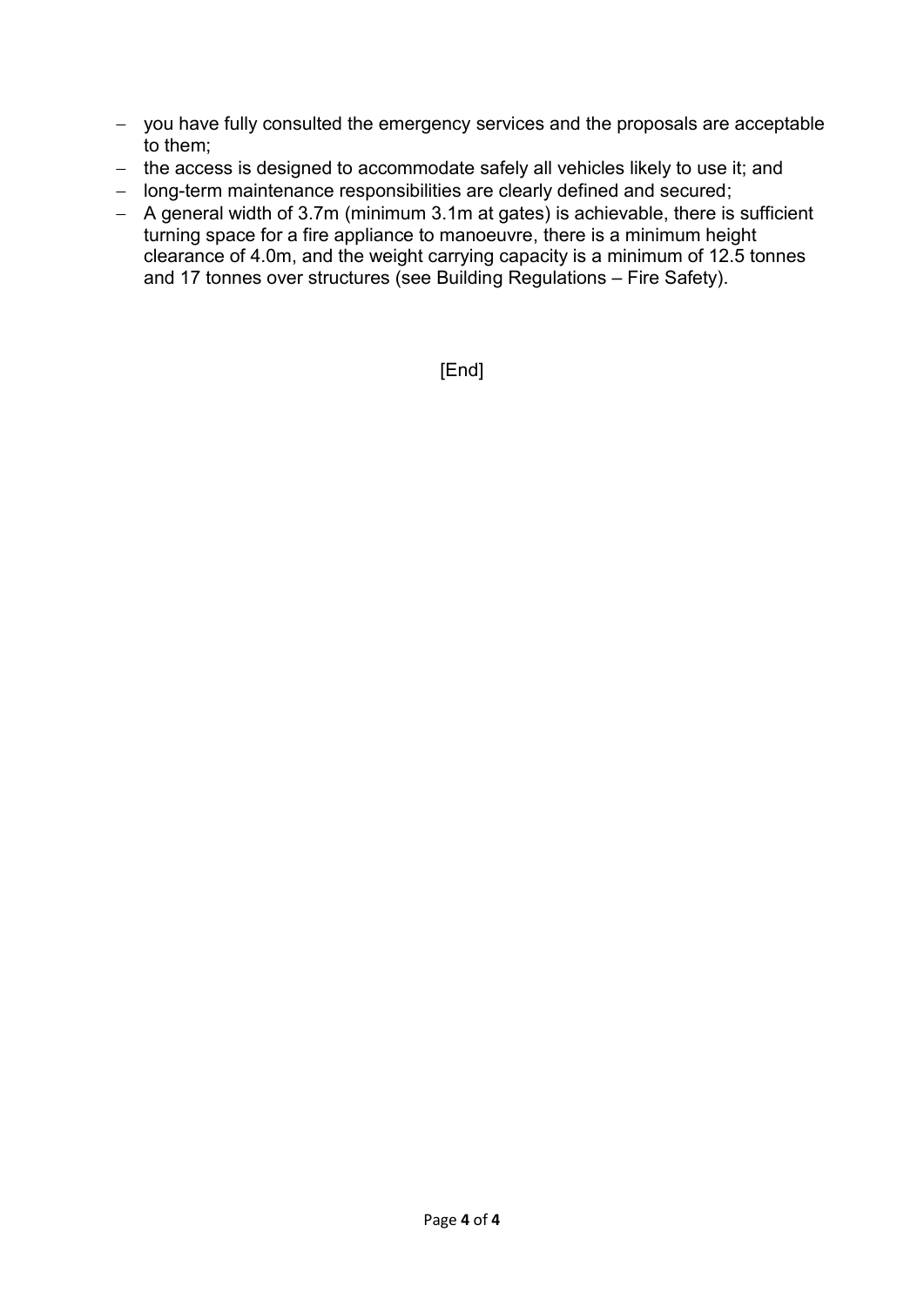- you have fully consulted the emergency services and the proposals are acceptable to them;
- the access is designed to accommodate safely all vehicles likely to use it; and
- long-term maintenance responsibilities are clearly defined and secured;
- A general width of 3.7m (minimum 3.1m at gates) is achievable, there is sufficient turning space for a fire appliance to manoeuvre, there is a minimum height clearance of 4.0m, and the weight carrying capacity is a minimum of 12.5 tonnes and 17 tonnes over structures (see Building Regulations – Fire Safety).

[End]